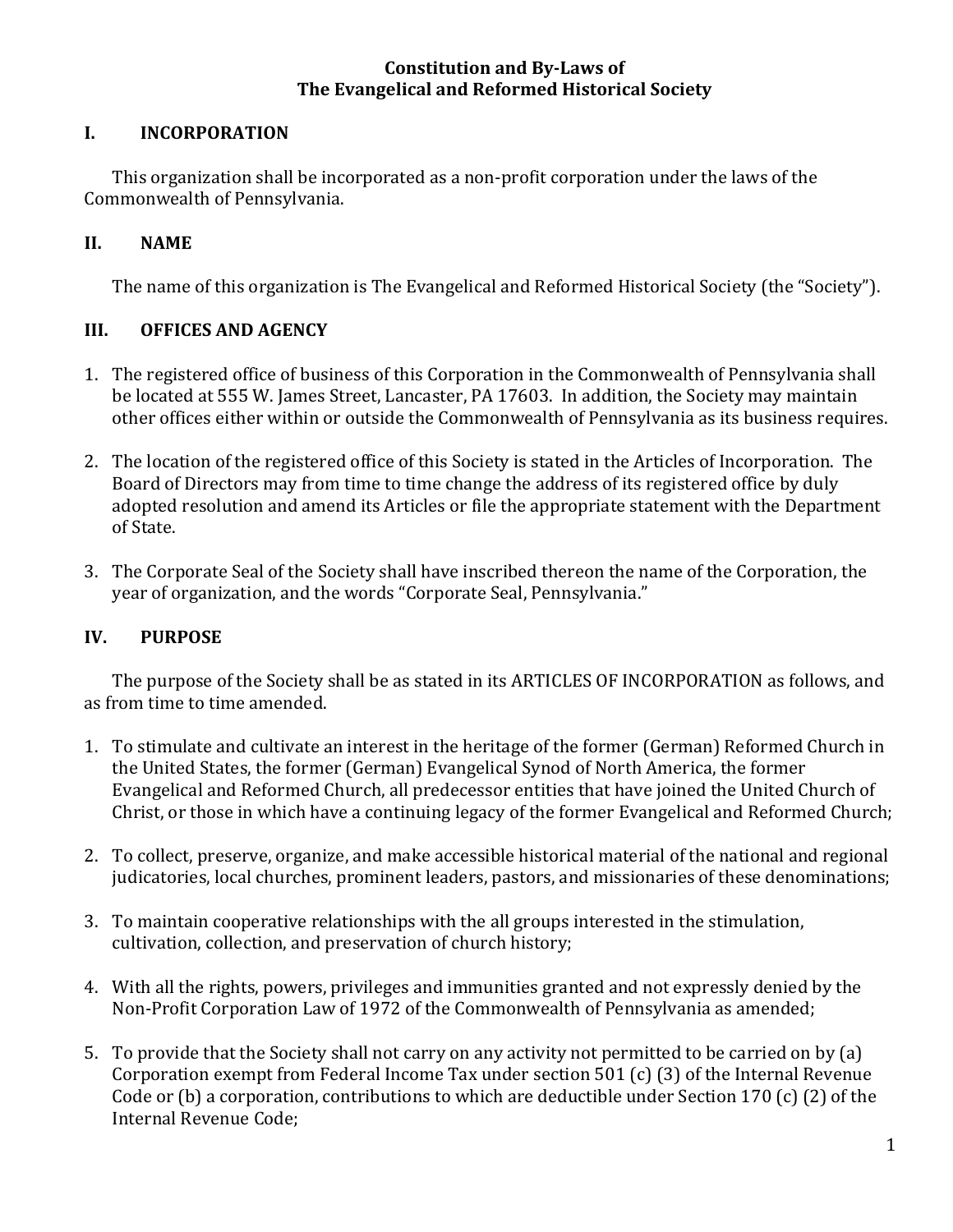# Constitution and By-Laws of The Evangelical and Reformed Historical Society

## I. INCORPORATION

This organization shall be incorporated as a non-profit corporation under the laws of the Commonwealth of Pennsylvania.

## II. NAME

The name of this organization is The Evangelical and Reformed Historical Society (the "Society").

## III. OFFICES AND AGENCY

1. The registered office of business of this Corporation in the Commonwealth of Pennsylvania shall be located at 555 W. James Street, Lancaster, PA 17603. In addition, the Society may maintain other offices either within or outside the Commonwealth of Pennsylvania as its business requires.

2. The location of the registered office of this Society is stated in the Articles of Incorporation. The Board of Directors may from time to time change the address of its registered office by duly adopted resolution and amend its Articles or file the appropriate statement with the Department of State.

3. The Corporate Seal of the Society shall have inscribed thereon the name of the Corporation, the year of organization, and the words "Corporate Seal, Pennsylvania."

## IV. PURPOSE

The purpose of the Society shall be as stated in its ARTICLES OF INCORPORATION as follows, and as from time to time amended.

1. To stimulate and cultivate an interest in the heritage of the former (German) Reformed Church in the United States, the former (German) Evangelical Synod of North America, the former Evangelical and Reformed Church, all predecessor entities that have joined the United Church of Christ, or those in which have a continuing legacy of the former Evangelical and Reformed Church;

2. To collect, preserve, organize, and make accessible historical material of the national and regional judicatories, local churches, prominent leaders, pastors, and missionaries of these denominations;

3. To maintain cooperative relationships with the all groups interested in the stimulation, cultivation, collection, and preservation of church history;

4. With all the rights, powers, privileges and immunities granted and not expressly denied by the Non-Profit Corporation Law of 1972 of the Commonwealth of Pennsylvania as amended;

5. To provide that the Society shall not carry on any activity not permitted to be carried on by (a) Corporation exempt from Federal Income Tax under section 501 (c) (3) of the Internal Revenue Code or (b) a corporation, contributions to which are deductible under Section 170 (c) (2) of the Internal Revenue Code;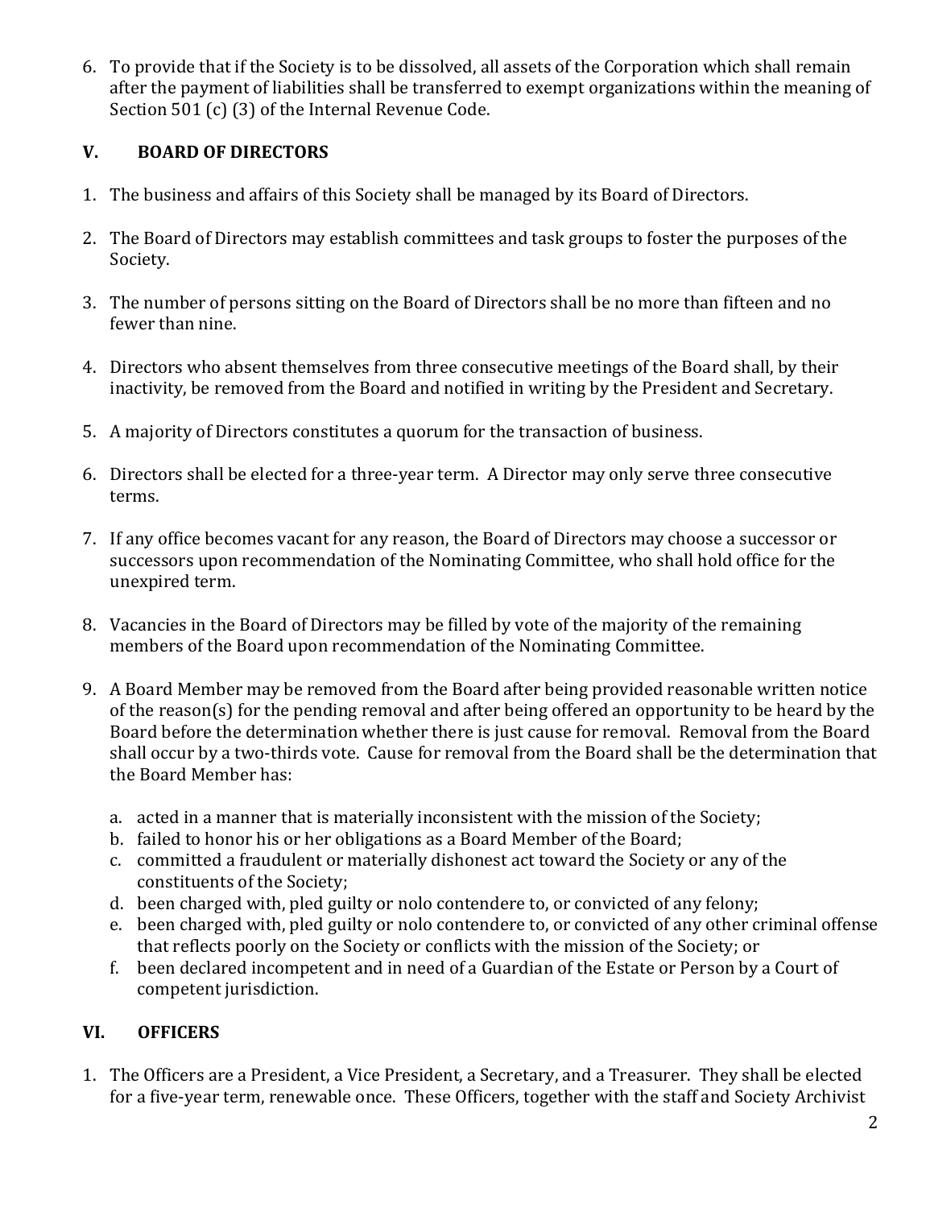6. To provide that if the Society is to be dissolved, all assets of the Corporation which shall remain after the payment of liabilities shall be transferred to exempt organizations within the meaning of Section 501 (c) (3) of the Internal Revenue Code.

## V. BOARD OF DIRECTORS

1. The business and affairs of this Society shall be managed by its Board of Directors.

2. The Board of Directors may establish committees and task groups to foster the purposes of the Society.

3. The number of persons sitting on the Board of Directors shall be no more than fifteen and no fewer than nine.

4. Directors who absent themselves from three consecutive meetings of the Board shall, by their inactivity, be removed from the Board and notified in writing by the President and Secretary.

5. A majority of Directors constitutes a quorum for the transaction of business.

6. Directors shall be elected for a three-year term. A Director may only serve three consecutive terms.

7. If any office becomes vacant for any reason, the Board of Directors may choose a successor or successors upon recommendation of the Nominating Committee, who shall hold office for the unexpired term.

8. Vacancies in the Board of Directors may be filled by vote of the majority of the remaining members of the Board upon recommendation of the Nominating Committee.

9. A Board Member may be removed from the Board after being provided reasonable written notice of the reason(s) for the pending removal and after being offered an opportunity to be heard by the Board before the determination whether there is just cause for removal. Removal from the Board shall occur by a two-thirds vote. Cause for removal from the Board shall be the determination that the Board Member has:

   a. acted in a manner that is materially inconsistent with the mission of the Society;
   b. failed to honor his or her obligations as a Board Member of the Board;
   c. committed a fraudulent or materially dishonest act toward the Society or any of the constituents of the Society;
   d. been charged with, pled guilty or nolo contendere to, or convicted of any felony;
   e. been charged with, pled guilty or nolo contendere to, or convicted of any other criminal offense that reflects poorly on the Society or conflicts with the mission of the Society; or
   f. been declared incompetent and in need of a Guardian of the Estate or Person by a Court of competent jurisdiction.

## VI. OFFICERS

1. The Officers are a President, a Vice President, a Secretary, and a Treasurer. They shall be elected for a five-year term, renewable once. These Officers, together with the staff and Society Archivist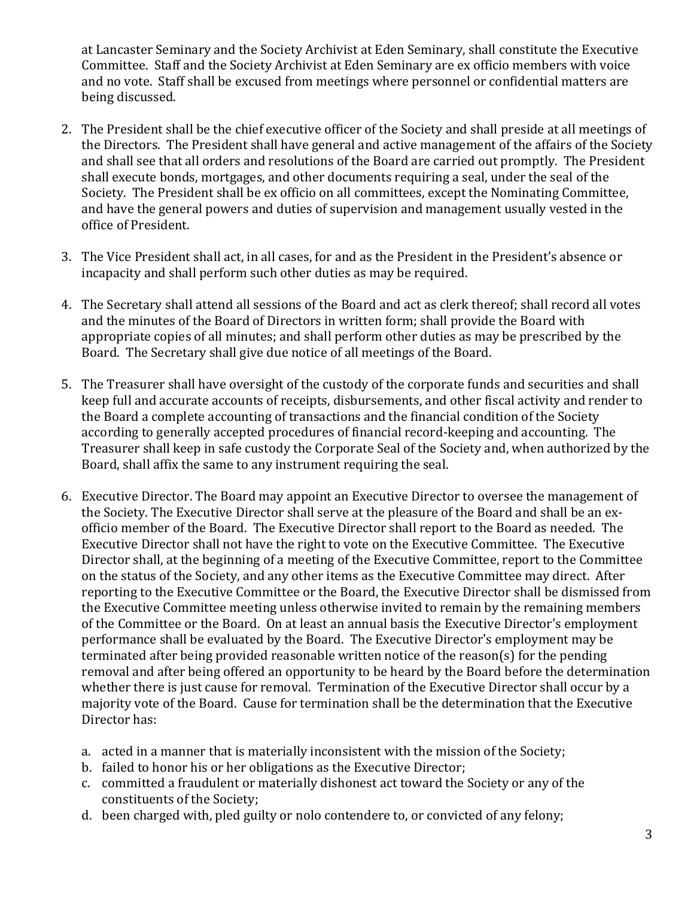at Lancaster Seminary and the Society Archivist at Eden Seminary, shall constitute the Executive Committee. Staff and the Society Archivist at Eden Seminary are ex officio members with voice and no vote. Staff shall be excused from meetings where personnel or confidential matters are being discussed.

2. The President shall be the chief executive officer of the Society and shall preside at all meetings of the Directors. The President shall have general and active management of the affairs of the Society and shall see that all orders and resolutions of the Board are carried out promptly. The President shall execute bonds, mortgages, and other documents requiring a seal, under the seal of the Society. The President shall be ex officio on all committees, except the Nominating Committee, and have the general powers and duties of supervision and management usually vested in the office of President.

3. The Vice President shall act, in all cases, for and as the President in the President's absence or incapacity and shall perform such other duties as may be required.

4. The Secretary shall attend all sessions of the Board and act as clerk thereof; shall record all votes and the minutes of the Board of Directors in written form; shall provide the Board with appropriate copies of all minutes; and shall perform other duties as may be prescribed by the Board. The Secretary shall give due notice of all meetings of the Board.

5. The Treasurer shall have oversight of the custody of the corporate funds and securities and shall keep full and accurate accounts of receipts, disbursements, and other fiscal activity and render to the Board a complete accounting of transactions and the financial condition of the Society according to generally accepted procedures of financial record-keeping and accounting. The Treasurer shall keep in safe custody the Corporate Seal of the Society and, when authorized by the Board, shall affix the same to any instrument requiring the seal.

6. Executive Director. The Board may appoint an Executive Director to oversee the management of the Society. The Executive Director shall serve at the pleasure of the Board and shall be an ex-officio member of the Board. The Executive Director shall report to the Board as needed. The Executive Director shall not have the right to vote on the Executive Committee. The Executive Director shall, at the beginning of a meeting of the Executive Committee, report to the Committee on the status of the Society, and any other items as the Executive Committee may direct. After reporting to the Executive Committee or the Board, the Executive Director shall be dismissed from the Executive Committee meeting unless otherwise invited to remain by the remaining members of the Committee or the Board. On at least an annual basis the Executive Director's employment performance shall be evaluated by the Board. The Executive Director's employment may be terminated after being provided reasonable written notice of the reason(s) for the pending removal and after being offered an opportunity to be heard by the Board before the determination whether there is just cause for removal. Termination of the Executive Director shall occur by a majority vote of the Board. Cause for termination shall be the determination that the Executive Director has:

   a. acted in a manner that is materially inconsistent with the mission of the Society;
   b. failed to honor his or her obligations as the Executive Director;
   c. committed a fraudulent or materially dishonest act toward the Society or any of the constituents of the Society;
   d. been charged with, pled guilty or nolo contendere to, or convicted of any felony;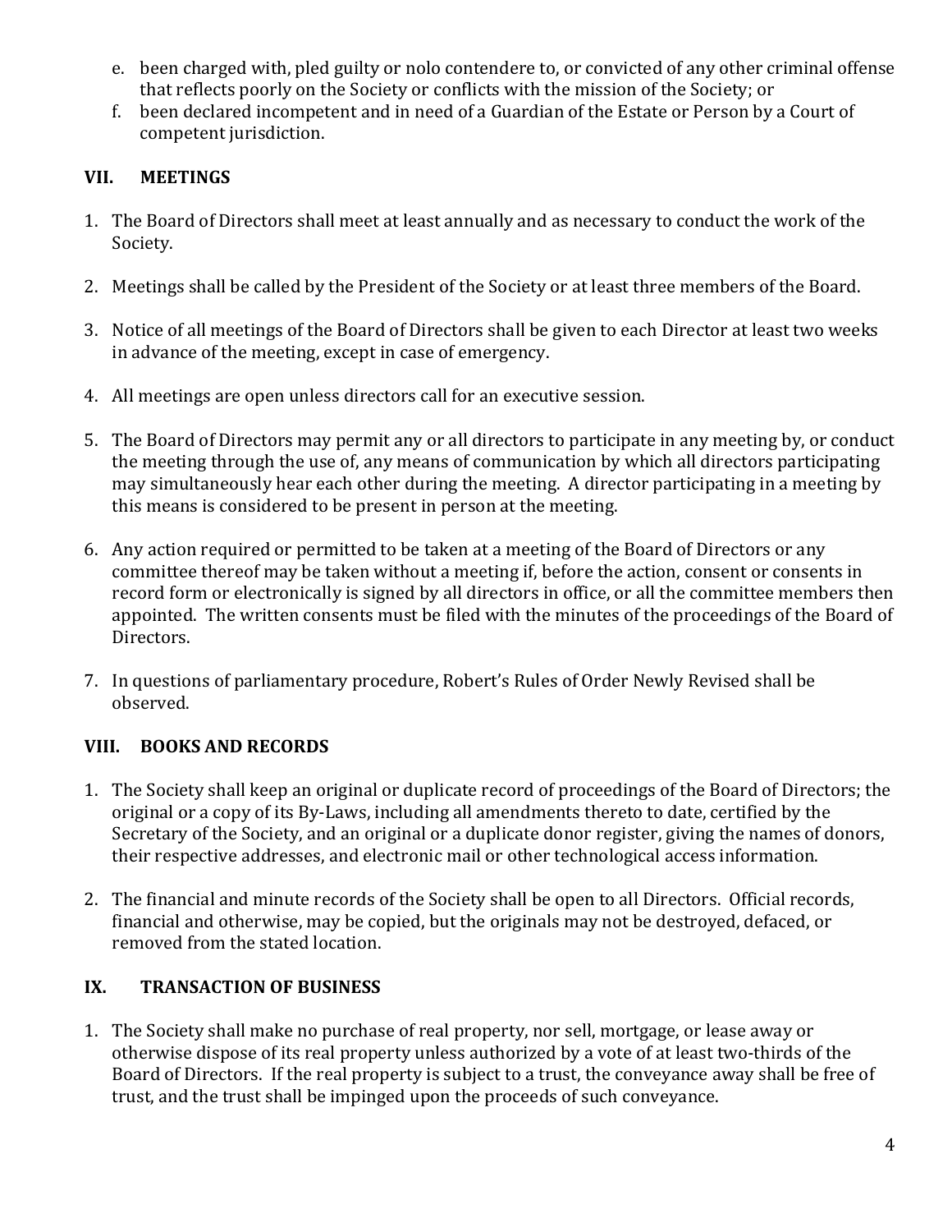e. been charged with, pled guilty or nolo contendere to, or convicted of any other criminal offense that reflects poorly on the Society or conflicts with the mission of the Society; or
f. been declared incompetent and in need of a Guardian of the Estate or Person by a Court of competent jurisdiction.

## VII. MEETINGS

1. The Board of Directors shall meet at least annually and as necessary to conduct the work of the Society.

2. Meetings shall be called by the President of the Society or at least three members of the Board.

3. Notice of all meetings of the Board of Directors shall be given to each Director at least two weeks in advance of the meeting, except in case of emergency.

4. All meetings are open unless directors call for an executive session.

5. The Board of Directors may permit any or all directors to participate in any meeting by, or conduct the meeting through the use of, any means of communication by which all directors participating may simultaneously hear each other during the meeting. A director participating in a meeting by this means is considered to be present in person at the meeting.

6. Any action required or permitted to be taken at a meeting of the Board of Directors or any committee thereof may be taken without a meeting if, before the action, consent or consents in record form or electronically is signed by all directors in office, or all the committee members then appointed. The written consents must be filed with the minutes of the proceedings of the Board of Directors.

7. In questions of parliamentary procedure, Robert's Rules of Order Newly Revised shall be observed.

## VIII. BOOKS AND RECORDS

1. The Society shall keep an original or duplicate record of proceedings of the Board of Directors; the original or a copy of its By-Laws, including all amendments thereto to date, certified by the Secretary of the Society, and an original or a duplicate donor register, giving the names of donors, their respective addresses, and electronic mail or other technological access information.

2. The financial and minute records of the Society shall be open to all Directors. Official records, financial and otherwise, may be copied, but the originals may not be destroyed, defaced, or removed from the stated location.

## IX. TRANSACTION OF BUSINESS

1. The Society shall make no purchase of real property, nor sell, mortgage, or lease away or otherwise dispose of its real property unless authorized by a vote of at least two-thirds of the Board of Directors. If the real property is subject to a trust, the conveyance away shall be free of trust, and the trust shall be impinged upon the proceeds of such conveyance.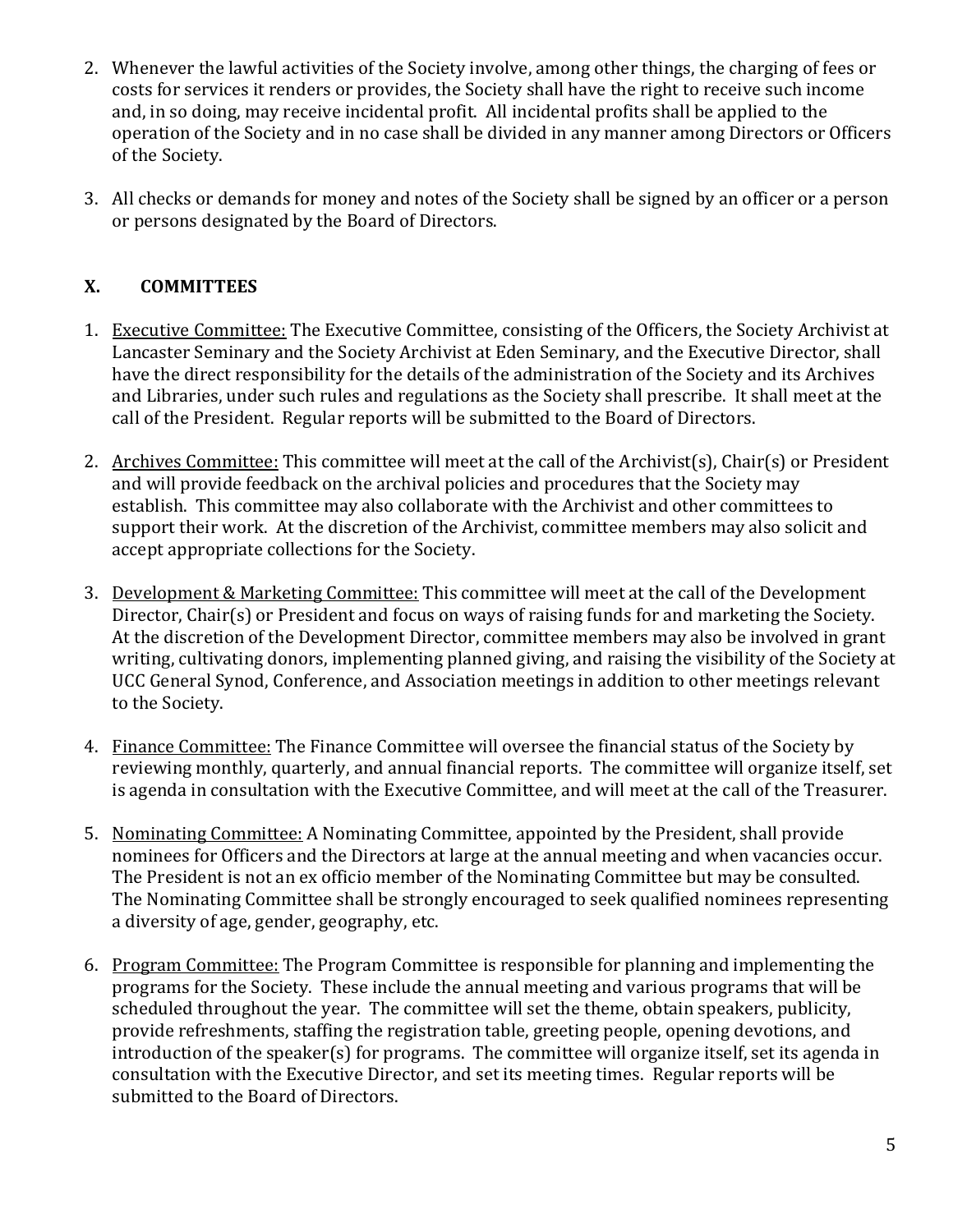2. Whenever the lawful activities of the Society involve, among other things, the charging of fees or costs for services it renders or provides, the Society shall have the right to receive such income and, in so doing, may receive incidental profit. All incidental profits shall be applied to the operation of the Society and in no case shall be divided in any manner among Directors or Officers of the Society.

3. All checks or demands for money and notes of the Society shall be signed by an officer or a person or persons designated by the Board of Directors.

## X. COMMITTEES

1. Executive Committee: The Executive Committee, consisting of the Officers, the Society Archivist at Lancaster Seminary and the Society Archivist at Eden Seminary, and the Executive Director, shall have the direct responsibility for the details of the administration of the Society and its Archives and Libraries, under such rules and regulations as the Society shall prescribe. It shall meet at the call of the President. Regular reports will be submitted to the Board of Directors.

2. Archives Committee: This committee will meet at the call of the Archivist(s), Chair(s) or President and will provide feedback on the archival policies and procedures that the Society may establish. This committee may also collaborate with the Archivist and other committees to support their work. At the discretion of the Archivist, committee members may also solicit and accept appropriate collections for the Society.

3. Development & Marketing Committee: This committee will meet at the call of the Development Director, Chair(s) or President and focus on ways of raising funds for and marketing the Society. At the discretion of the Development Director, committee members may also be involved in grant writing, cultivating donors, implementing planned giving, and raising the visibility of the Society at UCC General Synod, Conference, and Association meetings in addition to other meetings relevant to the Society.

4. Finance Committee: The Finance Committee will oversee the financial status of the Society by reviewing monthly, quarterly, and annual financial reports. The committee will organize itself, set is agenda in consultation with the Executive Committee, and will meet at the call of the Treasurer.

5. Nominating Committee: A Nominating Committee, appointed by the President, shall provide nominees for Officers and the Directors at large at the annual meeting and when vacancies occur. The President is not an ex officio member of the Nominating Committee but may be consulted. The Nominating Committee shall be strongly encouraged to seek qualified nominees representing a diversity of age, gender, geography, etc.

6. Program Committee: The Program Committee is responsible for planning and implementing the programs for the Society. These include the annual meeting and various programs that will be scheduled throughout the year. The committee will set the theme, obtain speakers, publicity, provide refreshments, staffing the registration table, greeting people, opening devotions, and introduction of the speaker(s) for programs. The committee will organize itself, set its agenda in consultation with the Executive Director, and set its meeting times. Regular reports will be submitted to the Board of Directors.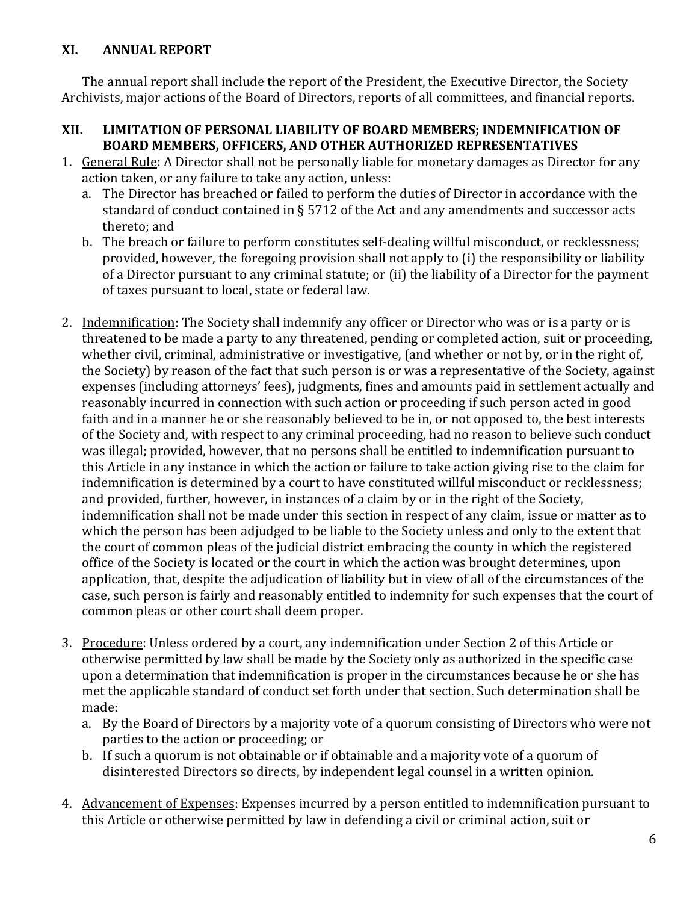## XI. ANNUAL REPORT

The annual report shall include the report of the President, the Executive Director, the Society Archivists, major actions of the Board of Directors, reports of all committees, and financial reports.

## XII. LIMITATION OF PERSONAL LIABILITY OF BOARD MEMBERS; INDEMNIFICATION OF BOARD MEMBERS, OFFICERS, AND OTHER AUTHORIZED REPRESENTATIVES

1. General Rule: A Director shall not be personally liable for monetary damages as Director for any action taken, or any failure to take any action, unless:
   a. The Director has breached or failed to perform the duties of Director in accordance with the standard of conduct contained in § 5712 of the Act and any amendments and successor acts thereto; and
   b. The breach or failure to perform constitutes self-dealing willful misconduct, or recklessness; provided, however, the foregoing provision shall not apply to (i) the responsibility or liability of a Director pursuant to any criminal statute; or (ii) the liability of a Director for the payment of taxes pursuant to local, state or federal law.

2. Indemnification: The Society shall indemnify any officer or Director who was or is a party or is threatened to be made a party to any threatened, pending or completed action, suit or proceeding, whether civil, criminal, administrative or investigative, (and whether or not by, or in the right of, the Society) by reason of the fact that such person is or was a representative of the Society, against expenses (including attorneys' fees), judgments, fines and amounts paid in settlement actually and reasonably incurred in connection with such action or proceeding if such person acted in good faith and in a manner he or she reasonably believed to be in, or not opposed to, the best interests of the Society and, with respect to any criminal proceeding, had no reason to believe such conduct was illegal; provided, however, that no persons shall be entitled to indemnification pursuant to this Article in any instance in which the action or failure to take action giving rise to the claim for indemnification is determined by a court to have constituted willful misconduct or recklessness; and provided, further, however, in instances of a claim by or in the right of the Society, indemnification shall not be made under this section in respect of any claim, issue or matter as to which the person has been adjudged to be liable to the Society unless and only to the extent that the court of common pleas of the judicial district embracing the county in which the registered office of the Society is located or the court in which the action was brought determines, upon application, that, despite the adjudication of liability but in view of all of the circumstances of the case, such person is fairly and reasonably entitled to indemnity for such expenses that the court of common pleas or other court shall deem proper.

3. Procedure: Unless ordered by a court, any indemnification under Section 2 of this Article or otherwise permitted by law shall be made by the Society only as authorized in the specific case upon a determination that indemnification is proper in the circumstances because he or she has met the applicable standard of conduct set forth under that section. Such determination shall be made:
   a. By the Board of Directors by a majority vote of a quorum consisting of Directors who were not parties to the action or proceeding; or
   b. If such a quorum is not obtainable or if obtainable and a majority vote of a quorum of disinterested Directors so directs, by independent legal counsel in a written opinion.

4. Advancement of Expenses: Expenses incurred by a person entitled to indemnification pursuant to this Article or otherwise permitted by law in defending a civil or criminal action, suit or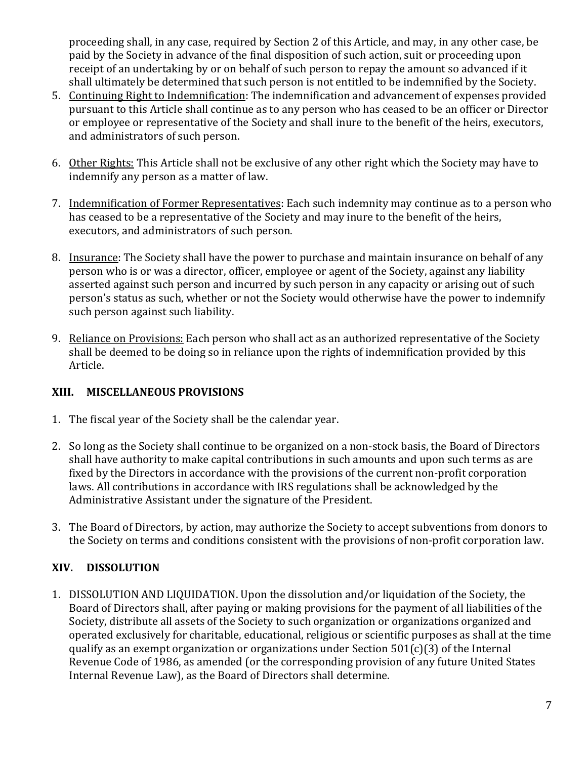proceeding shall, in any case, required by Section 2 of this Article, and may, in any other case, be paid by the Society in advance of the final disposition of such action, suit or proceeding upon receipt of an undertaking by or on behalf of such person to repay the amount so advanced if it shall ultimately be determined that such person is not entitled to be indemnified by the Society.

5. Continuing Right to Indemnification: The indemnification and advancement of expenses provided pursuant to this Article shall continue as to any person who has ceased to be an officer or Director or employee or representative of the Society and shall inure to the benefit of the heirs, executors, and administrators of such person.

6. Other Rights: This Article shall not be exclusive of any other right which the Society may have to indemnify any person as a matter of law.

7. Indemnification of Former Representatives: Each such indemnity may continue as to a person who has ceased to be a representative of the Society and may inure to the benefit of the heirs, executors, and administrators of such person.

8. Insurance: The Society shall have the power to purchase and maintain insurance on behalf of any person who is or was a director, officer, employee or agent of the Society, against any liability asserted against such person and incurred by such person in any capacity or arising out of such person's status as such, whether or not the Society would otherwise have the power to indemnify such person against such liability.

9. Reliance on Provisions: Each person who shall act as an authorized representative of the Society shall be deemed to be doing so in reliance upon the rights of indemnification provided by this Article.

## XIII. MISCELLANEOUS PROVISIONS

1. The fiscal year of the Society shall be the calendar year.

2. So long as the Society shall continue to be organized on a non-stock basis, the Board of Directors shall have authority to make capital contributions in such amounts and upon such terms as are fixed by the Directors in accordance with the provisions of the current non-profit corporation laws. All contributions in accordance with IRS regulations shall be acknowledged by the Administrative Assistant under the signature of the President.

3. The Board of Directors, by action, may authorize the Society to accept subventions from donors to the Society on terms and conditions consistent with the provisions of non-profit corporation law.

## XIV. DISSOLUTION

1. DISSOLUTION AND LIQUIDATION. Upon the dissolution and/or liquidation of the Society, the Board of Directors shall, after paying or making provisions for the payment of all liabilities of the Society, distribute all assets of the Society to such organization or organizations organized and operated exclusively for charitable, educational, religious or scientific purposes as shall at the time qualify as an exempt organization or organizations under Section 501(c)(3) of the Internal Revenue Code of 1986, as amended (or the corresponding provision of any future United States Internal Revenue Law), as the Board of Directors shall determine.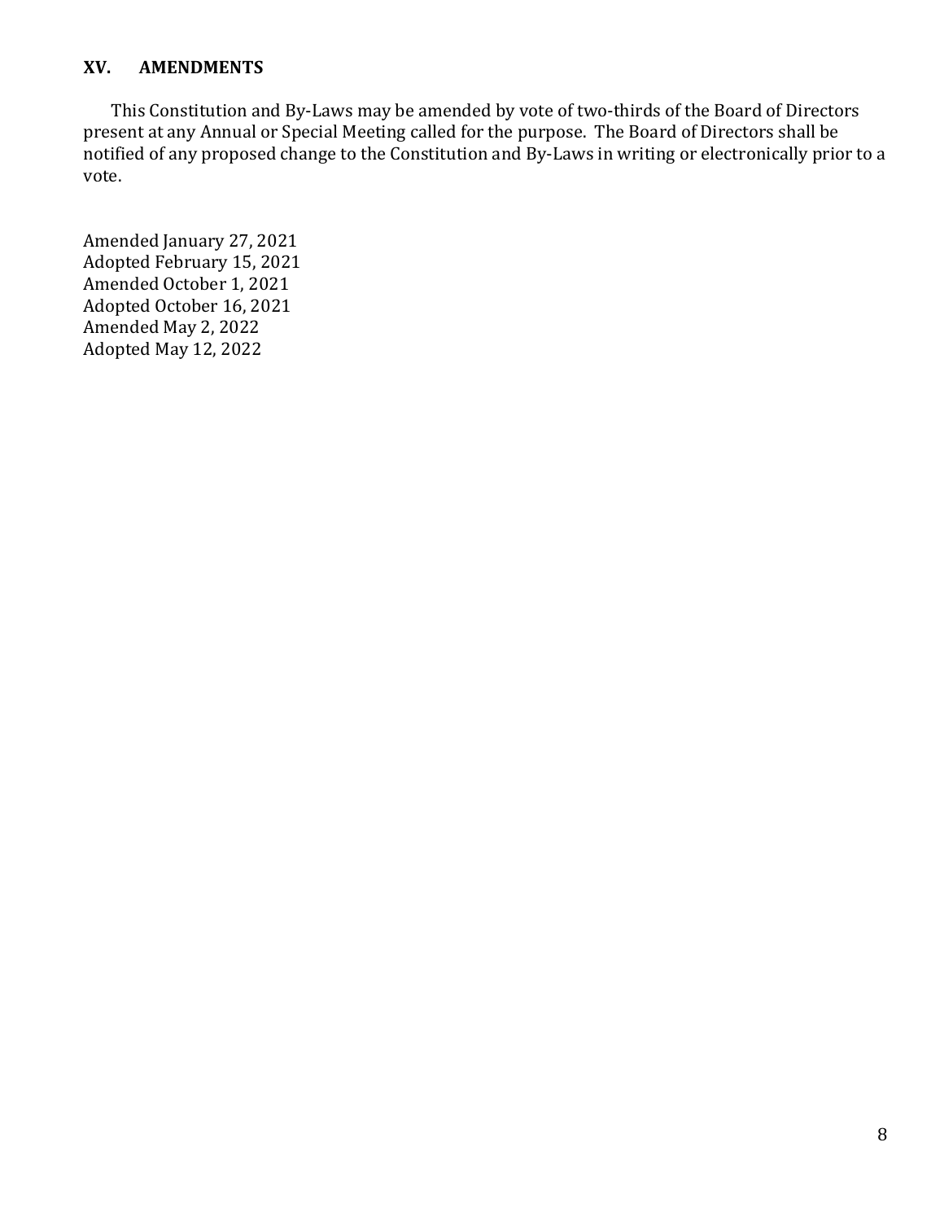## XV. AMENDMENTS

This Constitution and By-Laws may be amended by vote of two-thirds of the Board of Directors present at any Annual or Special Meeting called for the purpose. The Board of Directors shall be notified of any proposed change to the Constitution and By-Laws in writing or electronically prior to a vote.

Amended January 27, 2021
Adopted February 15, 2021
Amended October 1, 2021
Adopted October 16, 2021
Amended May 2, 2022
Adopted May 12, 2022